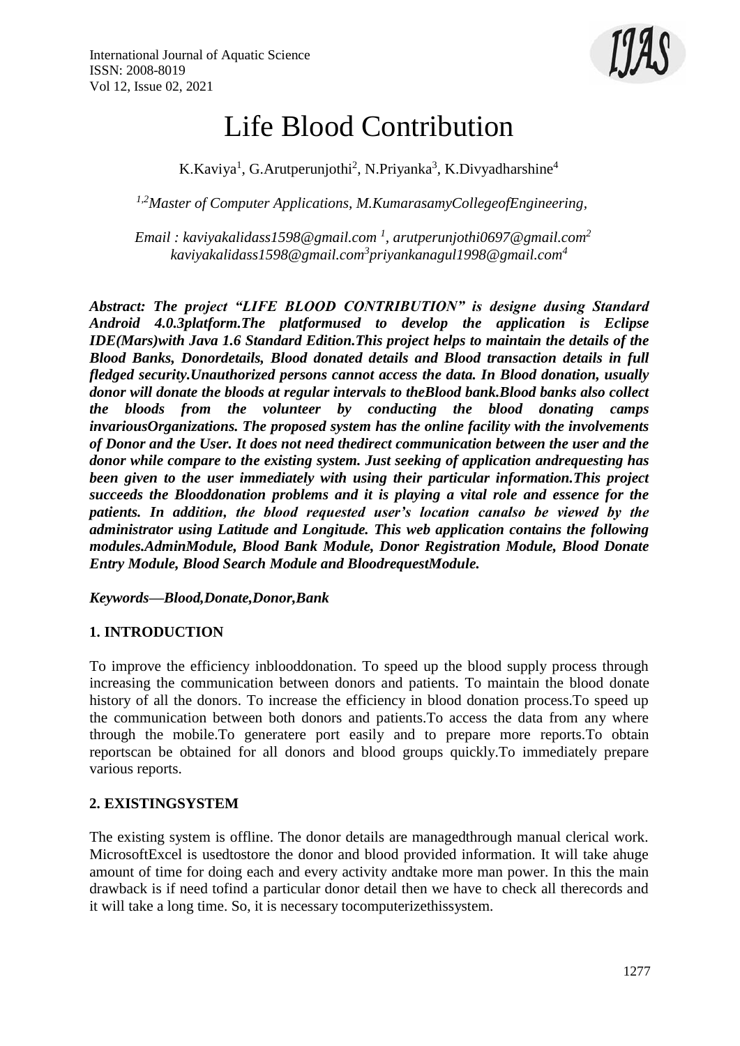# Life Blood Contribution

K.Kaviya[1], G.Arutperunjothi[2], N.Priyanka[3], K.Divyadharshine[4]

*[1,2]Master of Computer Applications, M.KumarasamyCollegeofEngineering,*

*Email : kaviyakalidass1598@gmail.com [1], arutperunjothi0697@gmail.com[2] kaviyakalidass1598@gmail.com[3]priyankanagul1998@gmail.com[4]*

***Abstract: The project "LIFE BLOOD CONTRIBUTION" is designe dusing Standard Android 4.0.3platform.The platformused to develop the application is Eclipse IDE(Mars)with Java 1.6 Standard Edition.This project helps to maintain the details of the Blood Banks, Donordetails, Blood donated details and Blood transaction details in full fledged security.Unauthorized persons cannot access the data. In Blood donation, usually donor will donate the bloods at regular intervals to theBlood bank.Blood banks also collect the bloods from the volunteer by conducting the blood donating camps invariousOrganizations. The proposed system has the online facility with the involvements of Donor and the User. It does not need thedirect communication between the user and the donor while compare to the existing system. Just seeking of application andrequesting has been given to the user immediately with using their particular information.This project succeeds the Blooddonation problems and it is playing a vital role and essence for the patients. In addition, the blood requested user's location canalso be viewed by the administrator using Latitude and Longitude. This web application contains the following modules.AdminModule, Blood Bank Module, Donor Registration Module, Blood Donate Entry Module, Blood Search Module and BloodrequestModule.***

***Keywords—Blood,Donate,Donor,Bank***

## 1. INTRODUCTION

To improve the efficiency inblooddonation. To speed up the blood supply process through increasing the communication between donors and patients. To maintain the blood donate history of all the donors. To increase the efficiency in blood donation process.To speed up the communication between both donors and patients.To access the data from any where through the mobile.To generatere port easily and to prepare more reports.To obtain reportscan be obtained for all donors and blood groups quickly.To immediately prepare various reports.

## 2. EXISTINGSYSTEM

The existing system is offline. The donor details are managedthrough manual clerical work. MicrosoftExcel is usedtostore the donor and blood provided information. It will take ahuge amount of time for doing each and every activity andtake more man power. In this the main drawback is if need tofind a particular donor detail then we have to check all therecords and it will take a long time. So, it is necessary tocomputerizethissystem.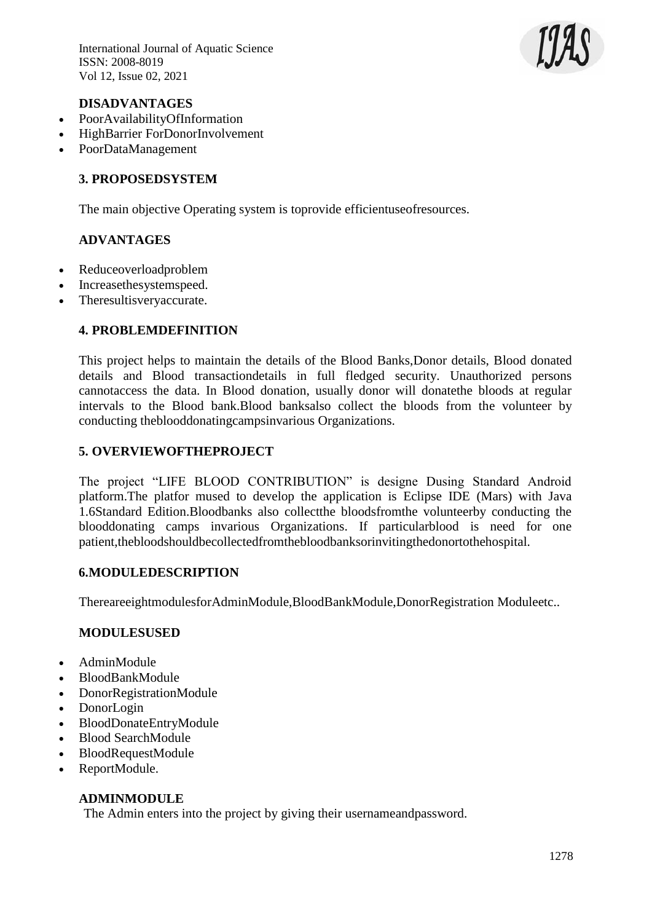### DISADVANTAGES

- PoorAvailabilityOfInformation
- HighBarrier ForDonorInvolvement
- PoorDataManagement

### 3. PROPOSEDSYSTEM

The main objective Operating system is toprovide efficientuseofresources.

### ADVANTAGES

- Reduceoverloadproblem
- Increasethesystemspeed.
- Theresultisveryaccurate.

### 4. PROBLEMDEFINITION

This project helps to maintain the details of the Blood Banks,Donor details, Blood donated details and Blood transactiondetails in full fledged security. Unauthorized persons cannotaccess the data. In Blood donation, usually donor will donatethe bloods at regular intervals to the Blood bank.Blood banksalso collect the bloods from the volunteer by conducting theblooddonatingcampsinvarious Organizations.

### 5. OVERVIEWOFTHEPROJECT

The project "LIFE BLOOD CONTRIBUTION" is designe Dusing Standard Android platform.The platfor mused to develop the application is Eclipse IDE (Mars) with Java 1.6Standard Edition.Bloodbanks also collectthe bloodsfromthe volunteerby conducting the blooddonating camps invarious Organizations. If particularblood is need for one patient,thebloodshouldbecollectedfromthebloodbanksorinvitingthedonortothehospital.

### 6.MODULEDESCRIPTION

ThereareeightmodulesforAdminModule,BloodBankModule,DonorRegistration Moduleetc..

### MODULESUSED

- AdminModule
- BloodBankModule
- DonorRegistrationModule
- DonorLogin
- BloodDonateEntryModule
- Blood SearchModule
- BloodRequestModule
- ReportModule.

### ADMINMODULE

The Admin enters into the project by giving their usernameandpassword.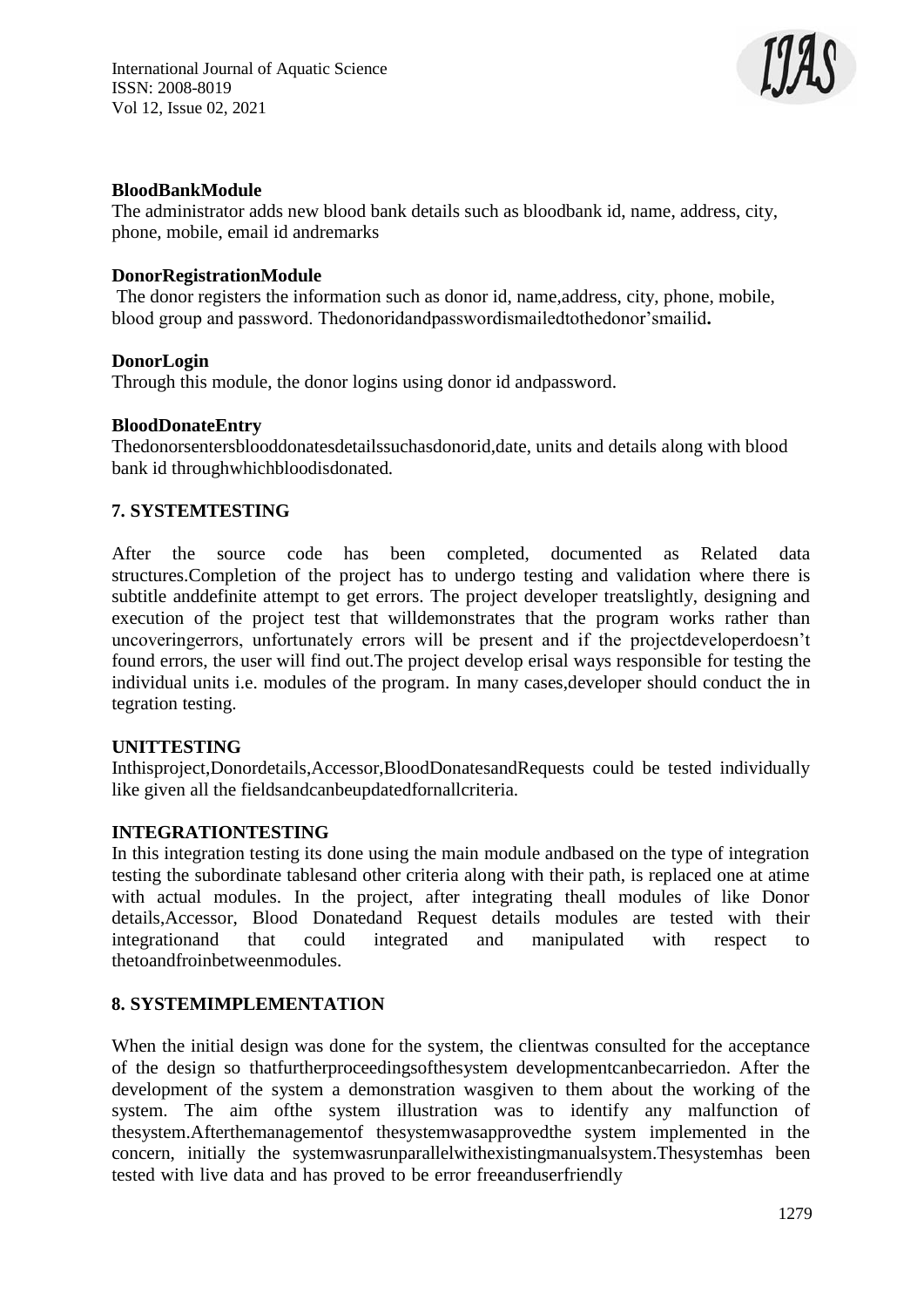**BloodBankModule**

The administrator adds new blood bank details such as bloodbank id, name, address, city, phone, mobile, email id andremarks

**DonorRegistrationModule**

The donor registers the information such as donor id, name,address, city, phone, mobile, blood group and password. Thedonoridandpasswordismailedtothedonor'smailid**.**

**DonorLogin**

Through this module, the donor logins using donor id andpassword.

**BloodDonateEntry**

Thedonorsentersblooddonatesdetailssuchasdonorid,date, units and details along with blood bank id throughwhichbloodisdonated.

## 7. SYSTEMTESTING

After the source code has been completed, documented as Related data structures.Completion of the project has to undergo testing and validation where there is subtitle anddefinite attempt to get errors. The project developer treatslightly, designing and execution of the project test that willdemonstrates that the program works rather than uncoveringerrors, unfortunately errors will be present and if the projectdeveloperdoesn't found errors, the user will find out.The project develop erisal ways responsible for testing the individual units i.e. modules of the program. In many cases,developer should conduct the in tegration testing.

**UNITTESTING**

Inthisproject,Donordetails,Accessor,BloodDonatesandRequests could be tested individually like given all the fieldsandcanbeupdatedfornallcriteria.

**INTEGRATIONTESTING**

In this integration testing its done using the main module andbased on the type of integration testing the subordinate tablesand other criteria along with their path, is replaced one at atime with actual modules. In the project, after integrating theall modules of like Donor details,Accessor, Blood Donatedand Request details modules are tested with their integrationand that could integrated and manipulated with respect to thetoandfroinbetweenmodules.

## 8. SYSTEMIMPLEMENTATION

When the initial design was done for the system, the clientwas consulted for the acceptance of the design so thatfurtherproceedingsofthesystem developmentcanbecarriedon. After the development of the system a demonstration wasgiven to them about the working of the system. The aim ofthe system illustration was to identify any malfunction of thesystem.Afterthemanagementof thesystemwasapprovedthe system implemented in the concern, initially the systemwasrunparallelwithexistingmanualsystem.Thesystemhas been tested with live data and has proved to be error freeanduserfriendly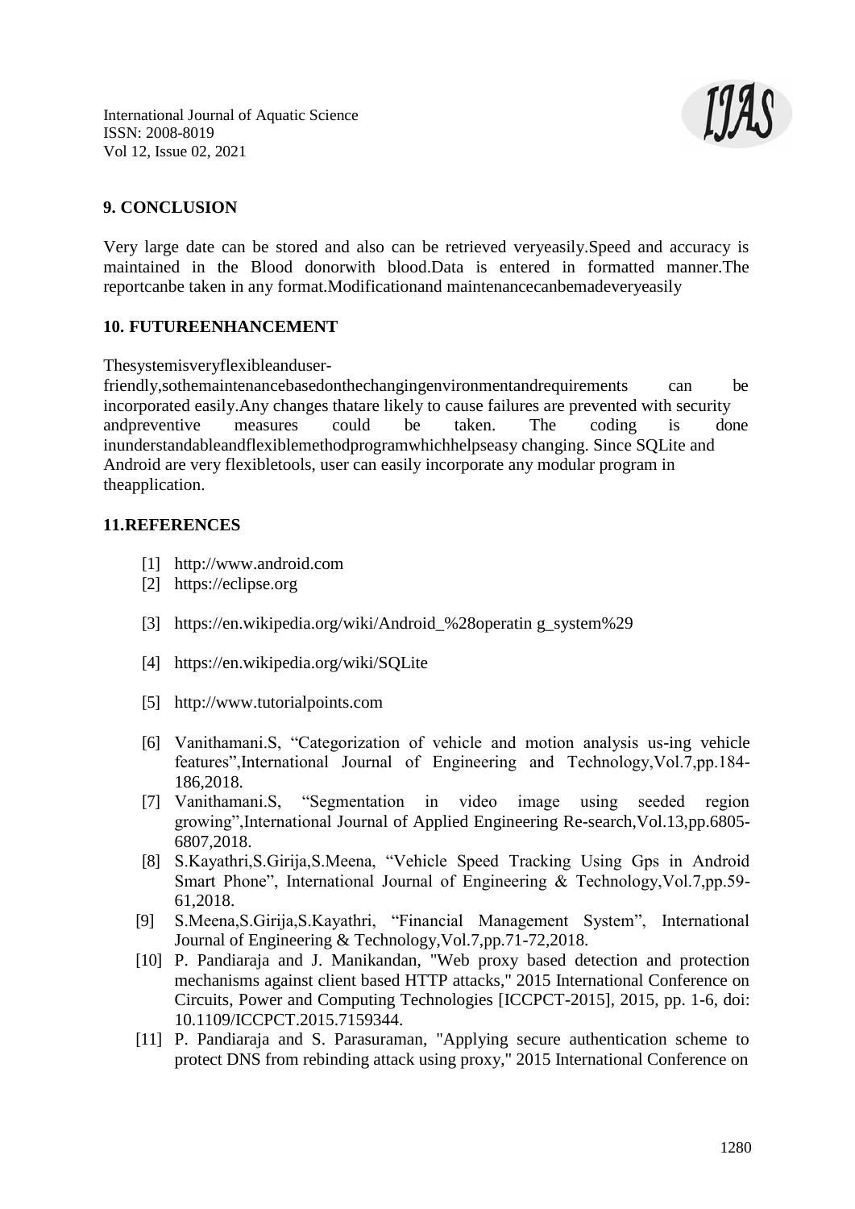## 9. CONCLUSION

Very large date can be stored and also can be retrieved veryeasily.Speed and accuracy is maintained in the Blood donorwith blood.Data is entered in formatted manner.The reportcanbe taken in any format.Modificationand maintenancecanbemadeveryeasily

## 10. FUTUREENHANCEMENT

Thesystemisveryflexibleanduser-friendly,sothemaintenancebasedonthechangingenvironmentandrequirements can be incorporated easily.Any changes thatare likely to cause failures are prevented with security andpreventive measures could be taken. The coding is done inunderstandableandflexiblemethodprogramwhichhelpseasy changing. Since SQLite and Android are very flexibletools, user can easily incorporate any modular program in theapplication.

## 11.REFERENCES

[1] http://www.android.com

[2] https://eclipse.org

[3] https://en.wikipedia.org/wiki/Android_%28operatin g_system%29

[4] https://en.wikipedia.org/wiki/SQLite

[5] http://www.tutorialpoints.com

[6] Vanithamani.S, "Categorization of vehicle and motion analysis us-ing vehicle features",International Journal of Engineering and Technology,Vol.7,pp.184-186,2018.

[7] Vanithamani.S, "Segmentation in video image using seeded region growing",International Journal of Applied Engineering Re-search,Vol.13,pp.6805-6807,2018.

[8] S.Kayathri,S.Girija,S.Meena, "Vehicle Speed Tracking Using Gps in Android Smart Phone", International Journal of Engineering & Technology,Vol.7,pp.59-61,2018.

[9] S.Meena,S.Girija,S.Kayathri, "Financial Management System", International Journal of Engineering & Technology,Vol.7,pp.71-72,2018.

[10] P. Pandiaraja and J. Manikandan, "Web proxy based detection and protection mechanisms against client based HTTP attacks," 2015 International Conference on Circuits, Power and Computing Technologies [ICCPCT-2015], 2015, pp. 1-6, doi: 10.1109/ICCPCT.2015.7159344.

[11] P. Pandiaraja and S. Parasuraman, "Applying secure authentication scheme to protect DNS from rebinding attack using proxy," 2015 International Conference on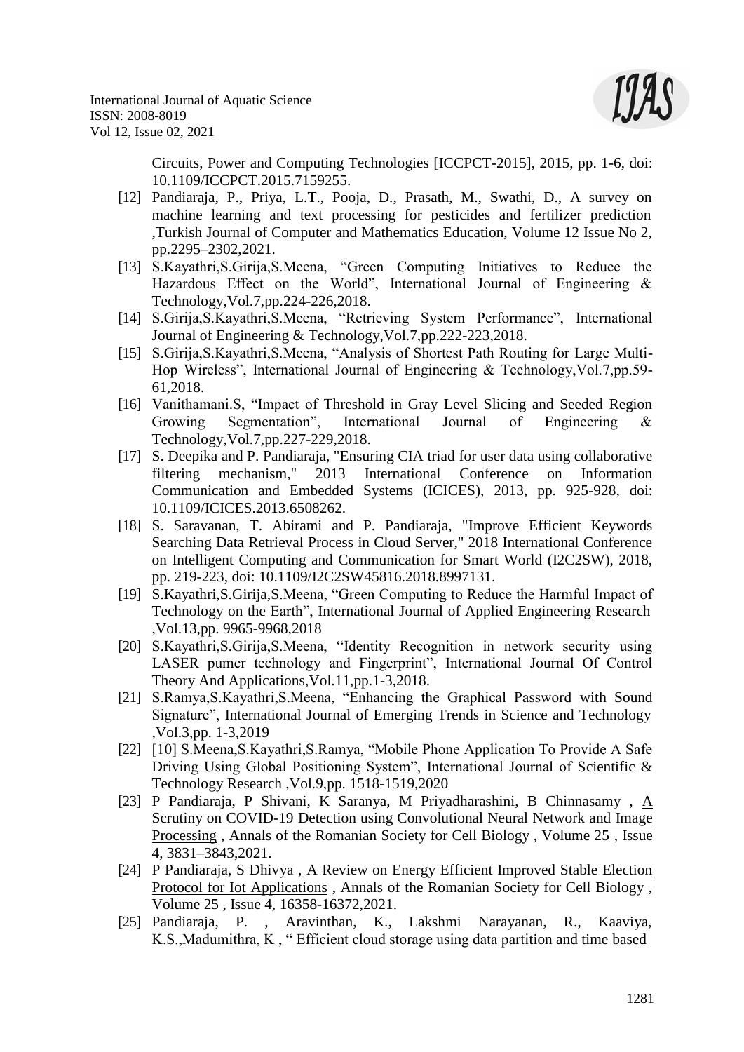Circuits, Power and Computing Technologies [ICCPCT-2015], 2015, pp. 1-6, doi: 10.1109/ICCPCT.2015.7159255.

[12] Pandiaraja, P., Priya, L.T., Pooja, D., Prasath, M., Swathi, D., A survey on machine learning and text processing for pesticides and fertilizer prediction ,Turkish Journal of Computer and Mathematics Education, Volume 12 Issue No 2, pp.2295–2302,2021.

[13] S.Kayathri,S.Girija,S.Meena, "Green Computing Initiatives to Reduce the Hazardous Effect on the World", International Journal of Engineering & Technology,Vol.7,pp.224-226,2018.

[14] S.Girija,S.Kayathri,S.Meena, "Retrieving System Performance", International Journal of Engineering & Technology,Vol.7,pp.222-223,2018.

[15] S.Girija,S.Kayathri,S.Meena, "Analysis of Shortest Path Routing for Large Multi-Hop Wireless", International Journal of Engineering & Technology,Vol.7,pp.59-61,2018.

[16] Vanithamani.S, "Impact of Threshold in Gray Level Slicing and Seeded Region Growing Segmentation", International Journal of Engineering & Technology,Vol.7,pp.227-229,2018.

[17] S. Deepika and P. Pandiaraja, "Ensuring CIA triad for user data using collaborative filtering mechanism," 2013 International Conference on Information Communication and Embedded Systems (ICICES), 2013, pp. 925-928, doi: 10.1109/ICICES.2013.6508262.

[18] S. Saravanan, T. Abirami and P. Pandiaraja, "Improve Efficient Keywords Searching Data Retrieval Process in Cloud Server," 2018 International Conference on Intelligent Computing and Communication for Smart World (I2C2SW), 2018, pp. 219-223, doi: 10.1109/I2C2SW45816.2018.8997131.

[19] S.Kayathri,S.Girija,S.Meena, "Green Computing to Reduce the Harmful Impact of Technology on the Earth", International Journal of Applied Engineering Research ,Vol.13,pp. 9965-9968,2018

[20] S.Kayathri,S.Girija,S.Meena, "Identity Recognition in network security using LASER pumer technology and Fingerprint", International Journal Of Control Theory And Applications,Vol.11,pp.1-3,2018.

[21] S.Ramya,S.Kayathri,S.Meena, "Enhancing the Graphical Password with Sound Signature", International Journal of Emerging Trends in Science and Technology ,Vol.3,pp. 1-3,2019

[22] [10] S.Meena,S.Kayathri,S.Ramya, "Mobile Phone Application To Provide A Safe Driving Using Global Positioning System", International Journal of Scientific & Technology Research ,Vol.9,pp. 1518-1519,2020

[23] P Pandiaraja, P Shivani, K Saranya, M Priyadharashini, B Chinnasamy , A Scrutiny on COVID-19 Detection using Convolutional Neural Network and Image Processing , Annals of the Romanian Society for Cell Biology , Volume 25 , Issue 4, 3831–3843,2021.

[24] P Pandiaraja, S Dhivya , A Review on Energy Efficient Improved Stable Election Protocol for Iot Applications , Annals of the Romanian Society for Cell Biology , Volume 25 , Issue 4, 16358-16372,2021.

[25] Pandiaraja, P. , Aravinthan, K., Lakshmi Narayanan, R., Kaaviya, K.S.,Madumithra, K , " Efficient cloud storage using data partition and time based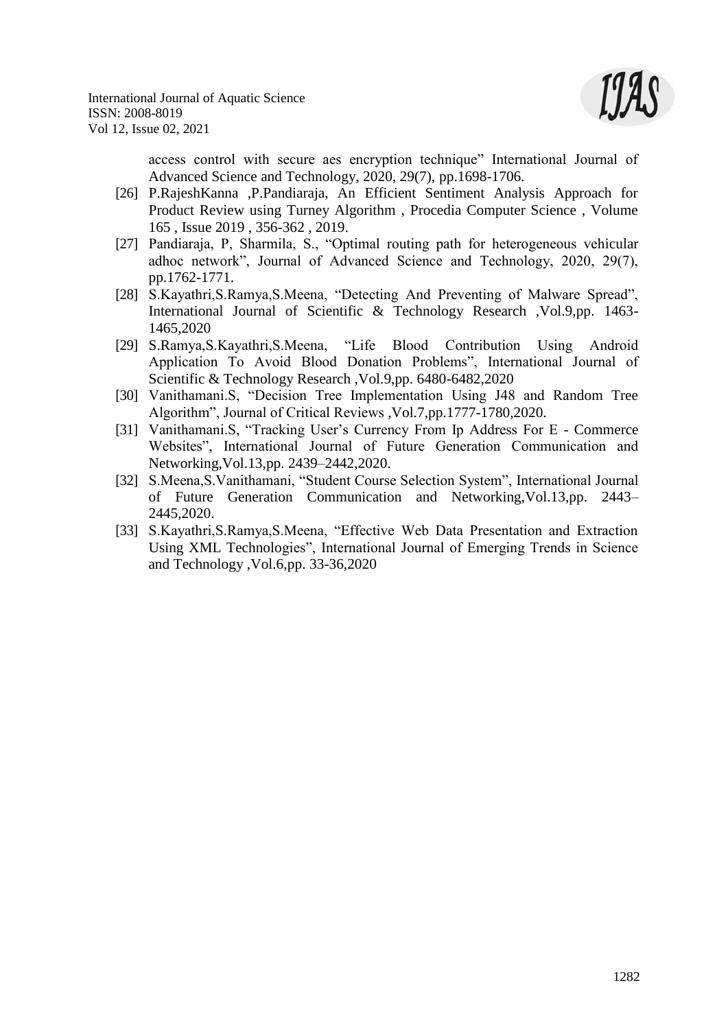access control with secure aes encryption technique" International Journal of Advanced Science and Technology, 2020, 29(7), pp.1698-1706.

[26] P.RajeshKanna ,P.Pandiaraja, An Efficient Sentiment Analysis Approach for Product Review using Turney Algorithm , Procedia Computer Science , Volume 165 , Issue 2019 , 356-362 , 2019.

[27] Pandiaraja, P, Sharmila, S., "Optimal routing path for heterogeneous vehicular adhoc network", Journal of Advanced Science and Technology, 2020, 29(7), pp.1762-1771.

[28] S.Kayathri,S.Ramya,S.Meena, "Detecting And Preventing of Malware Spread", International Journal of Scientific & Technology Research ,Vol.9,pp. 1463-1465,2020

[29] S.Ramya,S.Kayathri,S.Meena, "Life Blood Contribution Using Android Application To Avoid Blood Donation Problems", International Journal of Scientific & Technology Research ,Vol.9,pp. 6480-6482,2020

[30] Vanithamani.S, "Decision Tree Implementation Using J48 and Random Tree Algorithm", Journal of Critical Reviews ,Vol.7,pp.1777-1780,2020.

[31] Vanithamani.S, "Tracking User's Currency From Ip Address For E - Commerce Websites", International Journal of Future Generation Communication and Networking,Vol.13,pp. 2439–2442,2020.

[32] S.Meena,S.Vanithamani, "Student Course Selection System", International Journal of Future Generation Communication and Networking,Vol.13,pp. 2443–2445,2020.

[33] S.Kayathri,S.Ramya,S.Meena, "Effective Web Data Presentation and Extraction Using XML Technologies", International Journal of Emerging Trends in Science and Technology ,Vol.6,pp. 33-36,2020